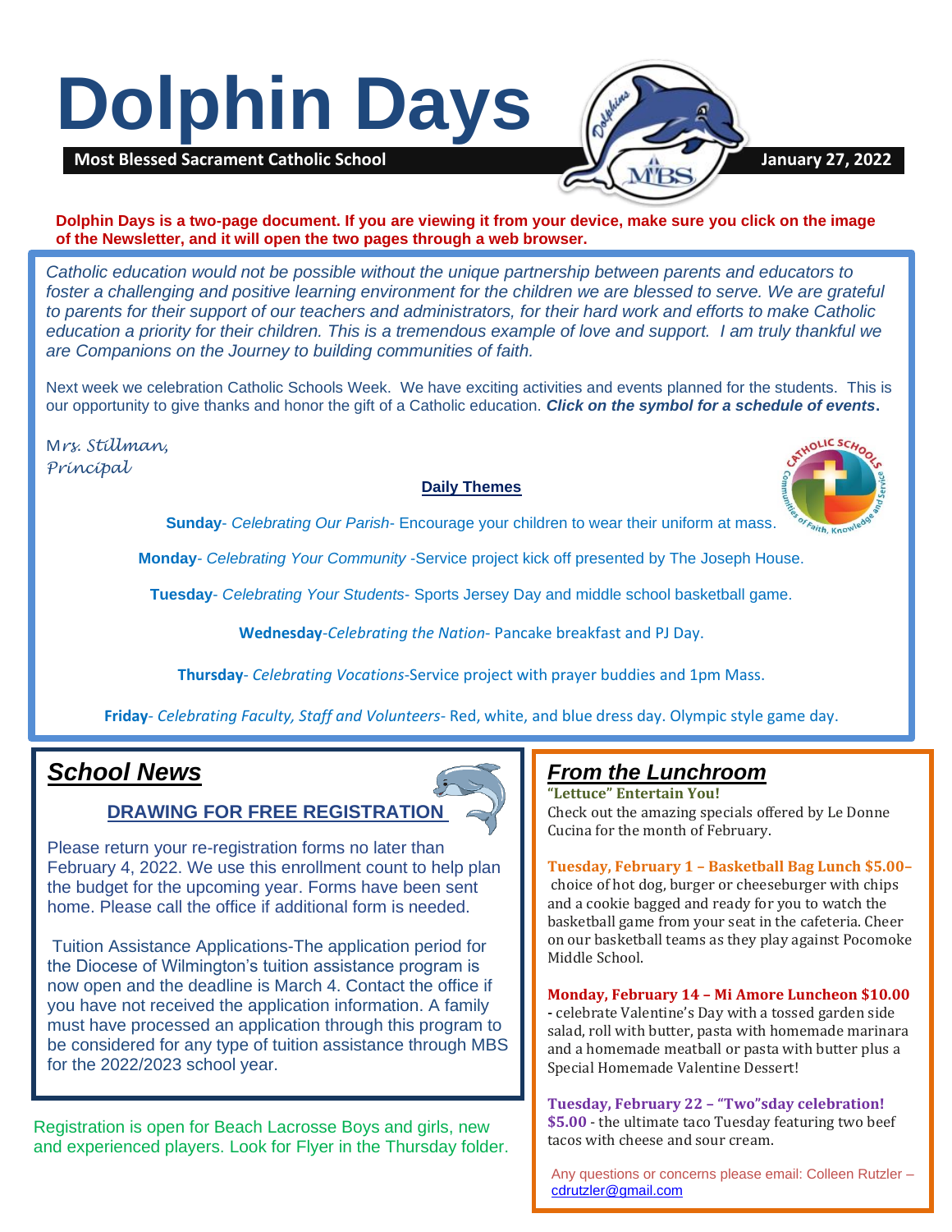# Dolphin Days

**Most Blessed Sacrament Catholic School** **January 27, 2022**

**Dolphin Days is a two-page document. If you are viewing it from your device, make sure you click on the image of the Newsletter, and it will open the two pages through a web browser.**

*Catholic education would not be possible without the unique partnership between parents and educators to foster a challenging and positive learning environment for the children we are blessed to serve. We are grateful to parents for their support of our teachers and administrators, for their hard work and efforts to make Catholic education a priority for their children. This is a tremendous example of love and support. I am truly thankful we are Companions on the Journey to building communities of faith.*

Next week we celebration Catholic Schools Week. We have exciting activities and events planned for the students. This is our opportunity to give thanks and honor the gift of a Catholic education. ***Click on the symbol for a schedule of events*.**

Mrs. Stillman,
Principal

**Daily Themes**

**Sunday**- *Celebrating Our Parish*- Encourage your children to wear their uniform at mass.

**Monday**- *Celebrating Your Community* -Service project kick off presented by The Joseph House.

**Tuesday**- *Celebrating Your Students*- Sports Jersey Day and middle school basketball game.

**Wednesday**-*Celebrating the Nation*- Pancake breakfast and PJ Day.

**Thursday**- *Celebrating Vocations*-Service project with prayer buddies and 1pm Mass.

**Friday**- *Celebrating Faculty, Staff and Volunteers*- Red, white, and blue dress day. Olympic style game day.

## School News

### DRAWING FOR FREE REGISTRATION

Please return your re-registration forms no later than February 4, 2022. We use this enrollment count to help plan the budget for the upcoming year. Forms have been sent home. Please call the office if additional form is needed.

Tuition Assistance Applications-The application period for the Diocese of Wilmington's tuition assistance program is now open and the deadline is March 4. Contact the office if you have not received the application information. A family must have processed an application through this program to be considered for any type of tuition assistance through MBS for the 2022/2023 school year.

Registration is open for Beach Lacrosse Boys and girls, new and experienced players. Look for Flyer in the Thursday folder.

## From the Lunchroom

**"Lettuce" Entertain You!**

Check out the amazing specials offered by Le Donne Cucina for the month of February.

**Tuesday, February 1 – Basketball Bag Lunch $5.00–** choice of hot dog, burger or cheeseburger with chips and a cookie bagged and ready for you to watch the basketball game from your seat in the cafeteria. Cheer on our basketball teams as they play against Pocomoke Middle School.

**Monday, February 14 – Mi Amore Luncheon $10.00** - celebrate Valentine's Day with a tossed garden side salad, roll with butter, pasta with homemade marinara and a homemade meatball or pasta with butter plus a Special Homemade Valentine Dessert!

**Tuesday, February 22 – "Two"sday celebration! $5.00** - the ultimate taco Tuesday featuring two beef tacos with cheese and sour cream.

Any questions or concerns please email: Colleen Rutzler – cdrutzler@gmail.com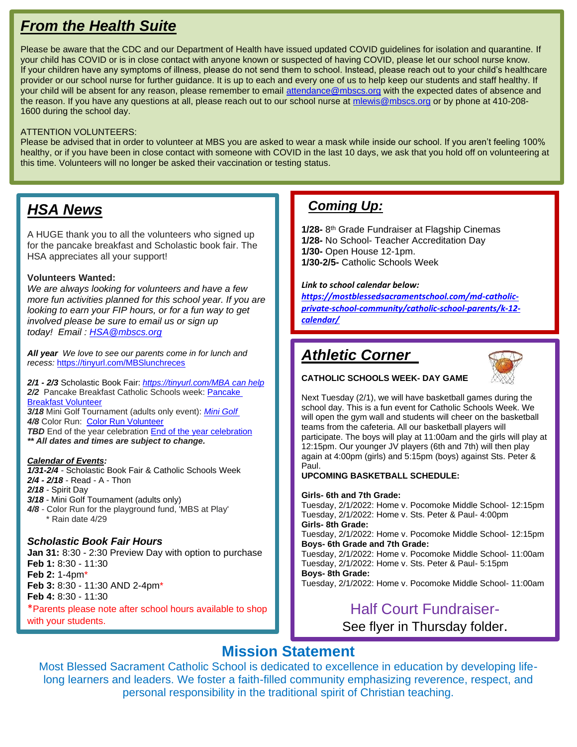## *From the Health Suite*

Please be aware that the CDC and our Department of Health have issued updated COVID guidelines for isolation and quarantine. If your child has COVID or is in close contact with anyone known or suspected of having COVID, please let our school nurse know. If your children have any symptoms of illness, please do not send them to school. Instead, please reach out to your child's healthcare provider or our school nurse for further guidance. It is up to each and every one of us to help keep our students and staff healthy. If your child will be absent for any reason, please remember to email attendance@mbscs.org with the expected dates of absence and the reason. If you have any questions at all, please reach out to our school nurse at mlewis@mbscs.org or by phone at 410-208-1600 during the school day.

ATTENTION VOLUNTEERS:
Please be advised that in order to volunteer at MBS you are asked to wear a mask while inside our school. If you aren't feeling 100% healthy, or if you have been in close contact with someone with COVID in the last 10 days, we ask that you hold off on volunteering at this time. Volunteers will no longer be asked their vaccination or testing status.

## *HSA News*

A HUGE thank you to all the volunteers who signed up for the pancake breakfast and Scholastic book fair. The HSA appreciates all your support!

**Volunteers Wanted:**
*We are always looking for volunteers and have a few more fun activities planned for this school year. If you are looking to earn your FIP hours, or for a fun way to get involved please be sure to email us or sign up today! Email : HSA@mbscs.org*

***All year*** *We love to see our parents come in for lunch and recess:* https://tinyurl.com/MBSlunchreces

***2/1 - 2/3*** Scholastic Book Fair: *https://tinyurl.com/MBA can help*
***2/2*** Pancake Breakfast Catholic Schools week: Pancake Breakfast Volunteer
***3/18*** Mini Golf Tournament (adults only event): *Mini Golf*
***4/8*** Color Run: Color Run Volunteer
***TBD*** End of the year celebration End of the year celebration
***\*\* All dates and times are subject to change.***

***Calendar of Events:***
***1/31-2/4*** - Scholastic Book Fair & Catholic Schools Week
***2/4 - 2/18*** - Read - A - Thon
***2/18*** - Spirit Day
***3/18*** - Mini Golf Tournament (adults only)
***4/8*** - Color Run for the playground fund, 'MBS at Play'
* Rain date 4/29

### *Scholastic Book Fair Hours*

**Jan 31:** 8:30 - 2:30 Preview Day with option to purchase
**Feb 1:** 8:30 - 11:30
**Feb 2:** 1-4pm*
**Feb 3:** 8:30 - 11:30 AND 2-4pm*
**Feb 4:** 8:30 - 11:30
*Parents please note after school hours available to shop with your students.

## *Coming Up:*

**1/28-** 8th Grade Fundraiser at Flagship Cinemas
**1/28-** No School- Teacher Accreditation Day
**1/30-** Open House 12-1pm.
**1/30-2/5-** Catholic Schools Week

***Link to school calendar below:***
***https://mostblessedsacramentschool.com/md-catholic-private-school-community/catholic-school-parents/k-12-calendar/***

## *Athletic Corner*

**CATHOLIC SCHOOLS WEEK- DAY GAME**

Next Tuesday (2/1), we will have basketball games during the school day. This is a fun event for Catholic Schools Week. We will open the gym wall and students will cheer on the basketball teams from the cafeteria. All our basketball players will participate. The boys will play at 11:00am and the girls will play at 12:15pm. Our younger JV players (6th and 7th) will then play again at 4:00pm (girls) and 5:15pm (boys) against Sts. Peter & Paul.

**UPCOMING BASKETBALL SCHEDULE:**

**Girls- 6th and 7th Grade:**
Tuesday, 2/1/2022: Home v. Pocomoke Middle School- 12:15pm
Tuesday, 2/1/2022: Home v. Sts. Peter & Paul- 4:00pm
**Girls- 8th Grade:**
Tuesday, 2/1/2022: Home v. Pocomoke Middle School- 12:15pm
**Boys- 6th Grade and 7th Grade:**
Tuesday, 2/1/2022: Home v. Pocomoke Middle School- 11:00am
Tuesday, 2/1/2022: Home v. Sts. Peter & Paul- 5:15pm
**Boys- 8th Grade:**
Tuesday, 2/1/2022: Home v. Pocomoke Middle School- 11:00am

Half Court Fundraiser-
See flyer in Thursday folder.

## Mission Statement

Most Blessed Sacrament Catholic School is dedicated to excellence in education by developing life-long learners and leaders. We foster a faith-filled community emphasizing reverence, respect, and personal responsibility in the traditional spirit of Christian teaching.